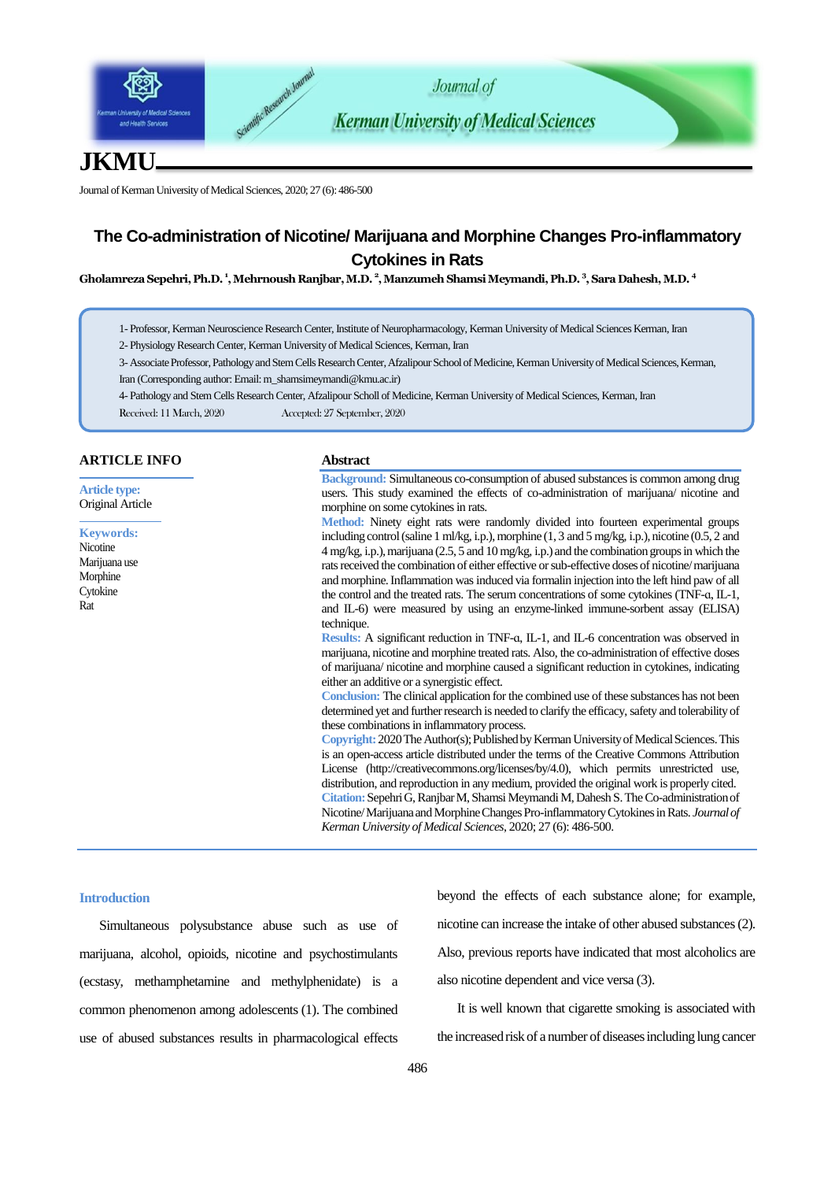# The Co-administration of Nicotine/ Marijuana and Morphine Changes Pro-inflammatory Cytokines in Rats

**Gholamreza Sepehri, Ph.D. [1], Mehrnoush Ranjbar, M.D. [2], Manzumeh Shamsi Meymandi, Ph.D. [3], Sara Dahesh, M.D. [4]**

1- Professor, Kerman Neuroscience Research Center, Institute of Neuropharmacology, Kerman University of Medical Sciences Kerman, Iran

2- Physiology Research Center, Kerman University of Medical Sciences, Kerman, Iran

3- Associate Professor, Pathology and Stem Cells Research Center, Afzalipour School of Medicine, Kerman University of Medical Sciences, Kerman, Iran (Corresponding author: Email: m_shamsimeymandi@kmu.ac.ir)

4- Pathology and Stem Cells Research Center, Afzalipour Scholl of Medicine, Kerman University of Medical Sciences, Kerman, Iran

Received: 11 March, 2020 Accepted: 27 September, 2020

## ARTICLE INFO

**Article type:**
Original Article

**Keywords:**
Nicotine
Marijuana use
Morphine
Cytokine
Rat

## Abstract

**Background:** Simultaneous co-consumption of abused substances is common among drug users. This study examined the effects of co-administration of marijuana/ nicotine and morphine on some cytokines in rats.

**Method:** Ninety eight rats were randomly divided into fourteen experimental groups including control (saline 1 ml/kg, i.p.), morphine (1, 3 and 5 mg/kg, i.p.), nicotine (0.5, 2 and 4 mg/kg, i.p.), marijuana (2.5, 5 and 10 mg/kg, i.p.) and the combination groups in which the rats received the combination of either effective or sub-effective doses of nicotine/ marijuana and morphine. Inflammation was induced via formalin injection into the left hind paw of all the control and the treated rats. The serum concentrations of some cytokines (TNF-α, IL-1, and IL-6) were measured by using an enzyme-linked immune-sorbent assay (ELISA) technique.

**Results:** A significant reduction in TNF-α, IL-1, and IL-6 concentration was observed in marijuana, nicotine and morphine treated rats. Also, the co-administration of effective doses of marijuana/ nicotine and morphine caused a significant reduction in cytokines, indicating either an additive or a synergistic effect.

**Conclusion:** The clinical application for the combined use of these substances has not been determined yet and further research is needed to clarify the efficacy, safety and tolerability of these combinations in inflammatory process.

**Copyright:** 2020 The Author(s); Published by Kerman University of Medical Sciences. This is an open-access article distributed under the terms of the Creative Commons Attribution License (http://creativecommons.org/licenses/by/4.0), which permits unrestricted use, distribution, and reproduction in any medium, provided the original work is properly cited.

**Citation:** Sepehri G, Ranjbar M, Shamsi Meymandi M, Dahesh S. The Co-administration of Nicotine/ Marijuana and Morphine Changes Pro-inflammatory Cytokines in Rats. *Journal of Kerman University of Medical Sciences*, 2020; 27 (6): 486-500.

## Introduction

Simultaneous polysubstance abuse such as use of marijuana, alcohol, opioids, nicotine and psychostimulants (ecstasy, methamphetamine and methylphenidate) is a common phenomenon among adolescents (1). The combined use of abused substances results in pharmacological effects beyond the effects of each substance alone; for example, nicotine can increase the intake of other abused substances (2). Also, previous reports have indicated that most alcoholics are also nicotine dependent and vice versa (3).

It is well known that cigarette smoking is associated with the increased risk of a number of diseases including lung cancer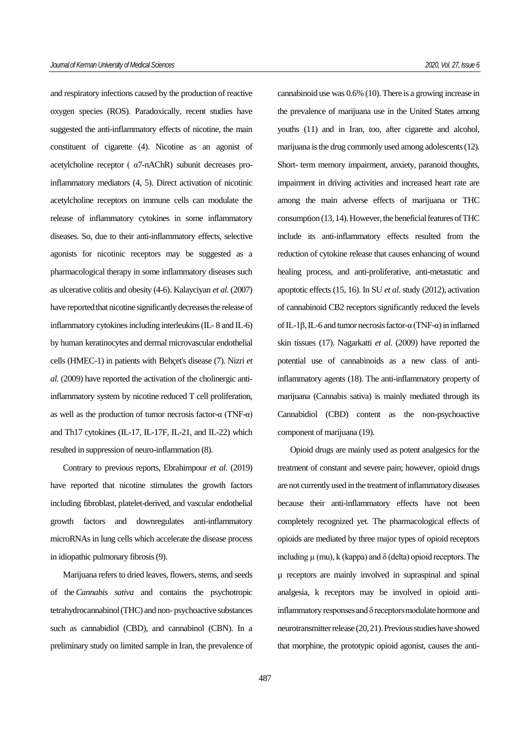and respiratory infections caused by the production of reactive oxygen species (ROS). Paradoxically, recent studies have suggested the anti-inflammatory effects of nicotine, the main constituent of cigarette (4). Nicotine as an agonist of acetylcholine receptor ( α7-nAChR) subunit decreases pro-inflammatory mediators (4, 5). Direct activation of nicotinic acetylcholine receptors on immune cells can modulate the release of inflammatory cytokines in some inflammatory diseases. So, due to their anti-inflammatory effects, selective agonists for nicotinic receptors may be suggested as a pharmacological therapy in some inflammatory diseases such as ulcerative colitis and obesity (4-6). Kalayciyan *et al*. (2007) have reported that nicotine significantly decreases the release of inflammatory cytokines including interleukins (IL- 8 and IL-6) by human keratinocytes and dermal microvascular endothelial cells (HMEC-1) in patients with Behçet's disease (7). Nizri *et al.* (2009) have reported the activation of the cholinergic anti-inflammatory system by nicotine reduced T cell proliferation, as well as the production of tumor necrosis factor-α (TNF-α) and Th17 cytokines (IL-17, IL-17F, IL-21, and IL-22) which resulted in suppression of neuro-inflammation (8).

Contrary to previous reports, Ebrahimpour *et al*. (2019) have reported that nicotine stimulates the growth factors including fibroblast, platelet-derived, and vascular endothelial growth factors and downregulates anti-inflammatory microRNAs in lung cells which accelerate the disease process in idiopathic pulmonary fibrosis (9).

Marijuana refers to dried leaves, flowers, stems, and seeds of the *Cannabis sativa* and contains the psychotropic tetrahydrocannabinol (THC) and non- psychoactive substances such as cannabidiol (CBD), and cannabinol (CBN). In a preliminary study on limited sample in Iran, the prevalence of cannabinoid use was 0.6% (10). There is a growing increase in the prevalence of marijuana use in the United States among youths (11) and in Iran, too, after cigarette and alcohol, marijuana is the drug commonly used among adolescents (12). Short- term memory impairment, anxiety, paranoid thoughts, impairment in driving activities and increased heart rate are among the main adverse effects of marijuana or THC consumption (13, 14). However, the beneficial features of THC include its anti-inflammatory effects resulted from the reduction of cytokine release that causes enhancing of wound healing process, and anti-proliferative, anti-metastatic and apoptotic effects (15, 16). In SU *et al.* study (2012), activation of cannabinoid CB2 receptors significantly reduced the levels of IL-1β, IL-6 and tumor necrosis factor-α (TNF-α) in inflamed skin tissues (17). Nagarkatti *et al.* (2009) have reported the potential use of cannabinoids as a new class of anti-inflammatory agents (18). The anti-inflammatory property of marijuana (Cannabis sativa) is mainly mediated through its Cannabidiol (CBD) content as the non-psychoactive component of marijuana (19).

Opioid drugs are mainly used as potent analgesics for the treatment of constant and severe pain; however, opioid drugs are not currently used in the treatment of inflammatory diseases because their anti-inflammatory effects have not been completely recognized yet. The pharmacological effects of opioids are mediated by three major types of opioid receptors including μ (mu), k (kappa) and δ (delta) opioid receptors. The μ receptors are mainly involved in supraspinal and spinal analgesia, k receptors may be involved in opioid anti-inflammatory responses and δ receptors modulate hormone and neurotransmitter release (20, 21). Previous studies have showed that morphine, the prototypic opioid agonist, causes the anti-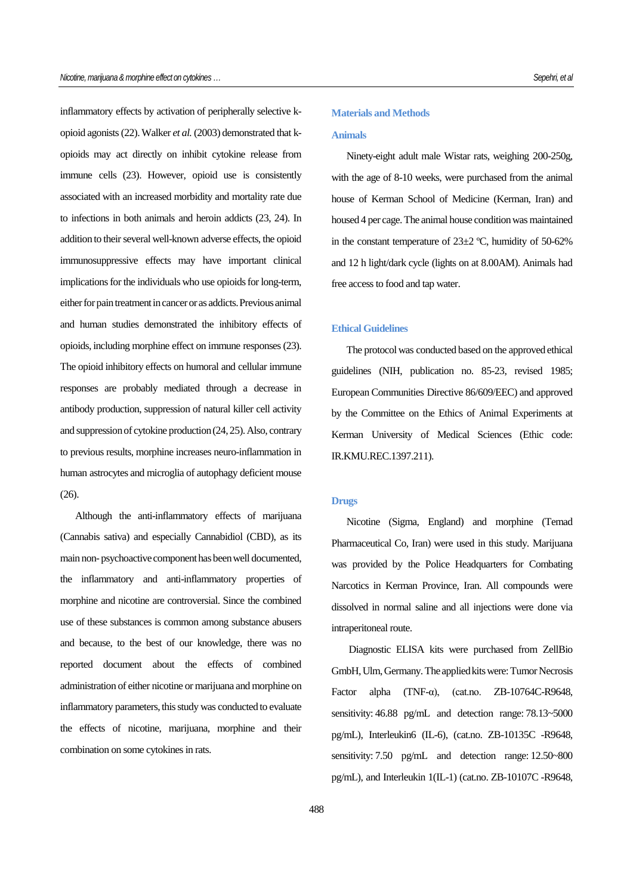inflammatory effects by activation of peripherally selective k-opioid agonists (22). Walker *et al.* (2003) demonstrated that k-opioids may act directly on inhibit cytokine release from immune cells (23). However, opioid use is consistently associated with an increased morbidity and mortality rate due to infections in both animals and heroin addicts (23, 24). In addition to their several well-known adverse effects, the opioid immunosuppressive effects may have important clinical implications for the individuals who use opioids for long-term, either for pain treatment in cancer or as addicts. Previous animal and human studies demonstrated the inhibitory effects of opioids, including morphine effect on immune responses (23). The opioid inhibitory effects on humoral and cellular immune responses are probably mediated through a decrease in antibody production, suppression of natural killer cell activity and suppression of cytokine production (24, 25). Also, contrary to previous results, morphine increases neuro-inflammation in human astrocytes and microglia of autophagy deficient mouse (26).

Although the anti-inflammatory effects of marijuana (Cannabis sativa) and especially Cannabidiol (CBD), as its main non- psychoactive component has been well documented, the inflammatory and anti-inflammatory properties of morphine and nicotine are controversial. Since the combined use of these substances is common among substance abusers and because, to the best of our knowledge, there was no reported document about the effects of combined administration of either nicotine or marijuana and morphine on inflammatory parameters, this study was conducted to evaluate the effects of nicotine, marijuana, morphine and their combination on some cytokines in rats.

## Materials and Methods

### Animals

Ninety-eight adult male Wistar rats, weighing 200-250g, with the age of 8-10 weeks, were purchased from the animal house of Kerman School of Medicine (Kerman, Iran) and housed 4 per cage. The animal house condition was maintained in the constant temperature of 23±2 ℃, humidity of 50-62% and 12 h light/dark cycle (lights on at 8.00AM). Animals had free access to food and tap water.

### Ethical Guidelines

The protocol was conducted based on the approved ethical guidelines (NIH, publication no. 85-23, revised 1985; European Communities Directive 86/609/EEC) and approved by the Committee on the Ethics of Animal Experiments at Kerman University of Medical Sciences (Ethic code: IR.KMU.REC.1397.211).

### Drugs

Nicotine (Sigma, England) and morphine (Temad Pharmaceutical Co, Iran) were used in this study. Marijuana was provided by the Police Headquarters for Combating Narcotics in Kerman Province, Iran. All compounds were dissolved in normal saline and all injections were done via intraperitoneal route.

Diagnostic ELISA kits were purchased from ZellBio GmbH, Ulm, Germany. The applied kits were: Tumor Necrosis Factor alpha (TNF-α), (cat.no. ZB-10764C-R9648, sensitivity: 46.88 pg/mL and detection range: 78.13~5000 pg/mL), Interleukin6 (IL-6), (cat.no. ZB-10135C -R9648, sensitivity: 7.50 pg/mL and detection range: 12.50~800 pg/mL), and Interleukin 1(IL-1) (cat.no. ZB-10107C -R9648,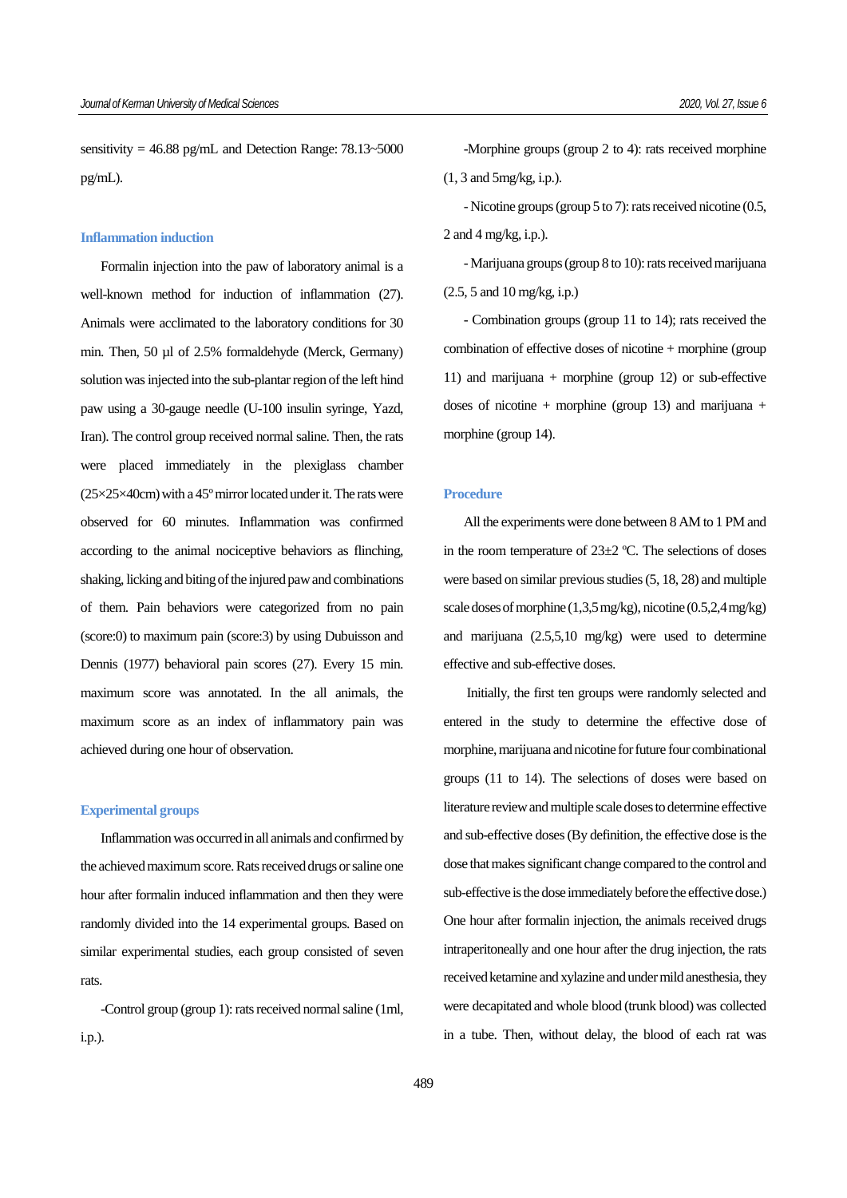sensitivity = 46.88 pg/mL and Detection Range: 78.13~5000 pg/mL).

### Inflammation induction

Formalin injection into the paw of laboratory animal is a well-known method for induction of inflammation (27). Animals were acclimated to the laboratory conditions for 30 min. Then, 50 µl of 2.5% formaldehyde (Merck, Germany) solution was injected into the sub-plantar region of the left hind paw using a 30-gauge needle (U-100 insulin syringe, Yazd, Iran). The control group received normal saline. Then, the rats were placed immediately in the plexiglass chamber (25×25×40cm) with a 45º mirror located under it. The rats were observed for 60 minutes. Inflammation was confirmed according to the animal nociceptive behaviors as flinching, shaking, licking and biting of the injured paw and combinations of them. Pain behaviors were categorized from no pain (score:0) to maximum pain (score:3) by using Dubuisson and Dennis (1977) behavioral pain scores (27). Every 15 min. maximum score was annotated. In the all animals, the maximum score as an index of inflammatory pain was achieved during one hour of observation.

### Experimental groups

Inflammation was occurred in all animals and confirmed by the achieved maximum score. Rats received drugs or saline one hour after formalin induced inflammation and then they were randomly divided into the 14 experimental groups. Based on similar experimental studies, each group consisted of seven rats.

-Control group (group 1): rats received normal saline (1ml, i.p.).

-Morphine groups (group 2 to 4): rats received morphine (1, 3 and 5mg/kg, i.p.).

- Nicotine groups (group 5 to 7): rats received nicotine (0.5, 2 and 4 mg/kg, i.p.).

- Marijuana groups (group 8 to 10): rats received marijuana (2.5, 5 and 10 mg/kg, i.p.)

- Combination groups (group 11 to 14); rats received the combination of effective doses of nicotine + morphine (group 11) and marijuana + morphine (group 12) or sub-effective doses of nicotine + morphine (group 13) and marijuana + morphine (group 14).

### Procedure

All the experiments were done between 8 AM to 1 PM and in the room temperature of 23±2 ºC. The selections of doses were based on similar previous studies (5, 18, 28) and multiple scale doses of morphine (1,3,5 mg/kg), nicotine (0.5,2,4 mg/kg) and marijuana (2.5,5,10 mg/kg) were used to determine effective and sub-effective doses.

Initially, the first ten groups were randomly selected and entered in the study to determine the effective dose of morphine, marijuana and nicotine for future four combinational groups (11 to 14). The selections of doses were based on literature review and multiple scale doses to determine effective and sub-effective doses (By definition, the effective dose is the dose that makes significant change compared to the control and sub-effective is the dose immediately before the effective dose.) One hour after formalin injection, the animals received drugs intraperitoneally and one hour after the drug injection, the rats received ketamine and xylazine and under mild anesthesia, they were decapitated and whole blood (trunk blood) was collected in a tube. Then, without delay, the blood of each rat was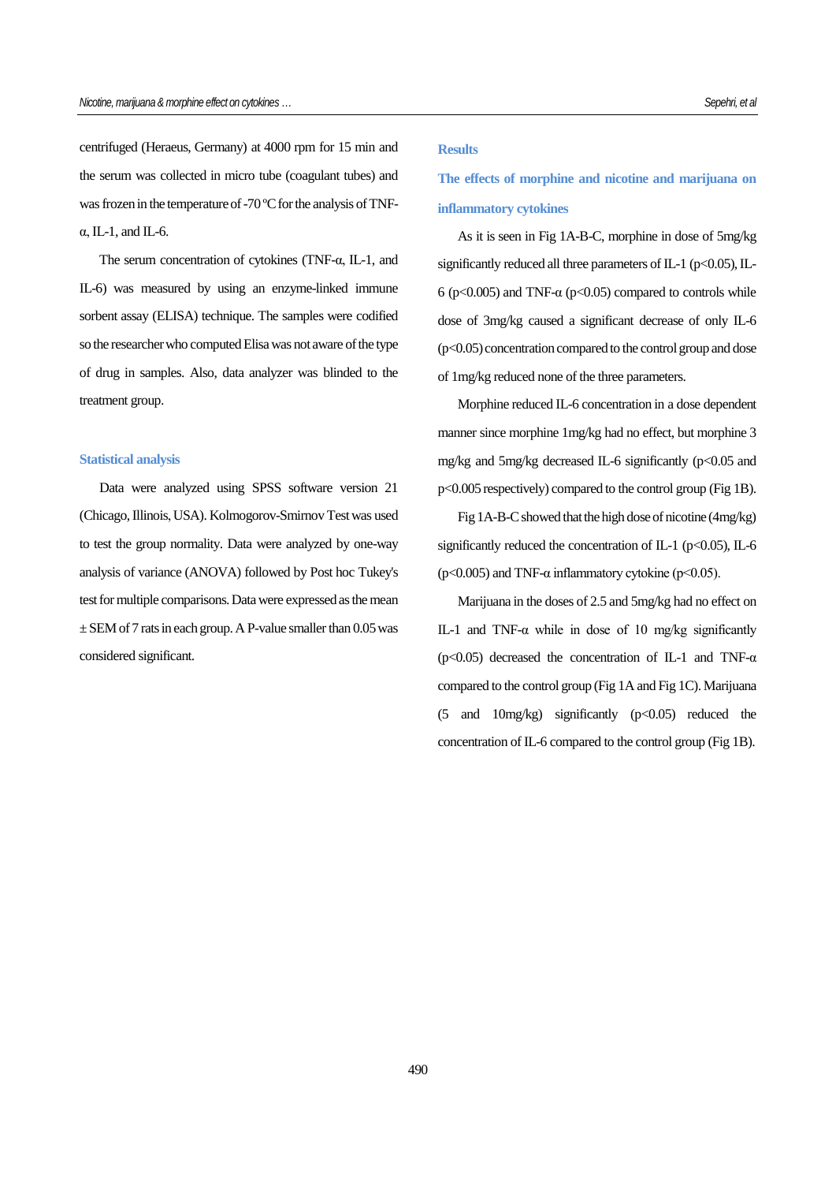centrifuged (Heraeus, Germany) at 4000 rpm for 15 min and the serum was collected in micro tube (coagulant tubes) and was frozen in the temperature of -70 ºC for the analysis of TNF-α, IL-1, and IL-6.

The serum concentration of cytokines (TNF-α, IL-1, and IL-6) was measured by using an enzyme-linked immune sorbent assay (ELISA) technique. The samples were codified so the researcher who computed Elisa was not aware of the type of drug in samples. Also, data analyzer was blinded to the treatment group.

### Statistical analysis

Data were analyzed using SPSS software version 21 (Chicago, Illinois, USA). Kolmogorov-Smirnov Test was used to test the group normality. Data were analyzed by one-way analysis of variance (ANOVA) followed by Post hoc Tukey's test for multiple comparisons. Data were expressed as the mean ± SEM of 7 rats in each group. A P-value smaller than 0.05 was considered significant.

## Results

### The effects of morphine and nicotine and marijuana on inflammatory cytokines

As it is seen in Fig 1A-B-C, morphine in dose of 5mg/kg significantly reduced all three parameters of IL-1 ($p<0.05$), IL-6 ($p<0.005$) and TNF-α ($p<0.05$) compared to controls while dose of 3mg/kg caused a significant decrease of only IL-6 ($p<0.05$) concentration compared to the control group and dose of 1mg/kg reduced none of the three parameters.

Morphine reduced IL-6 concentration in a dose dependent manner since morphine 1mg/kg had no effect, but morphine 3 mg/kg and 5mg/kg decreased IL-6 significantly ($p<0.05$ and $p<0.005$ respectively) compared to the control group (Fig 1B).

Fig 1A-B-C showed that the high dose of nicotine (4mg/kg) significantly reduced the concentration of IL-1 ($p<0.05$), IL-6 ($p<0.005$) and TNF-α inflammatory cytokine ($p<0.05$).

Marijuana in the doses of 2.5 and 5mg/kg had no effect on IL-1 and TNF-α while in dose of 10 mg/kg significantly ($p<0.05$) decreased the concentration of IL-1 and TNF-α compared to the control group (Fig 1A and Fig 1C). Marijuana (5 and 10mg/kg) significantly ($p<0.05$) reduced the concentration of IL-6 compared to the control group (Fig 1B).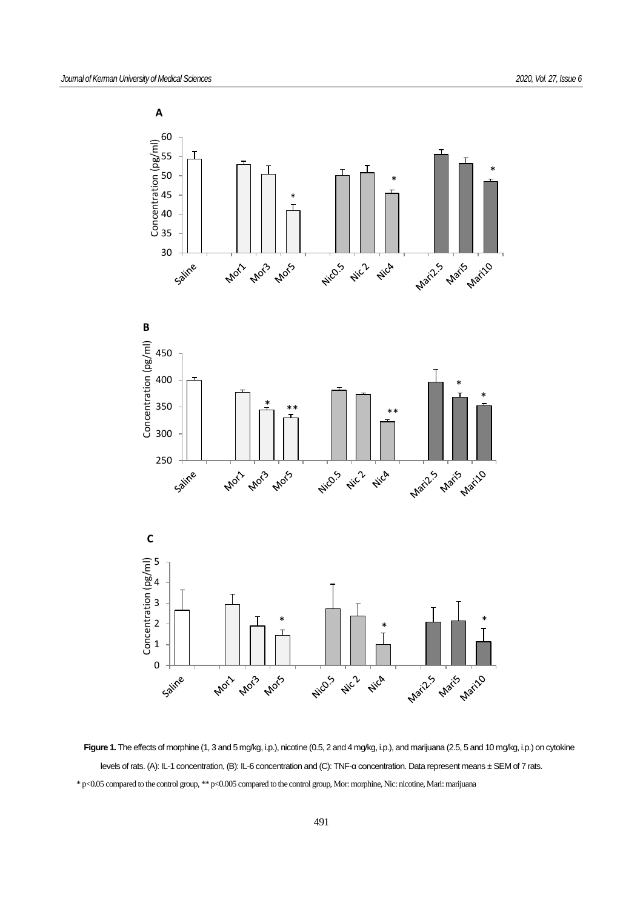A

Concentration (pg/ml)

60
55
50
45
40
35
30

*
*
*

Saline
Mor1
Mor3
Mor5
Nic0.5
Nic 2
Nic4
Mari2.5
Mari5
Mari10

B

Concentration (pg/ml)

450
400
350
300
250

*
**
**
*
*

Saline
Mor1
Mor3
Mor5
Nic0.5
Nic 2
Nic4
Mari2.5
Mari5
Mari10

C

Concentration (pg/ml)

5
4
3
2
1
0

*
*
*

Saline
Mor1
Mor3
Mor5
Nic0.5
Nic 2
Nic4
Mari2.5
Mari5
Mari10

**Figure 1.** The effects of morphine (1, 3 and 5 mg/kg, i.p.), nicotine (0.5, 2 and 4 mg/kg, i.p.), and marijuana (2.5, 5 and 10 mg/kg, i.p.) on cytokine levels of rats. (A): IL-1 concentration, (B): IL-6 concentration and (C): TNF-α concentration. Data represent means ± SEM of 7 rats.

* $p<0.05$ compared to the control group, ** $p<0.005$ compared to the control group, Mor: morphine, Nic: nicotine, Mari: marijuana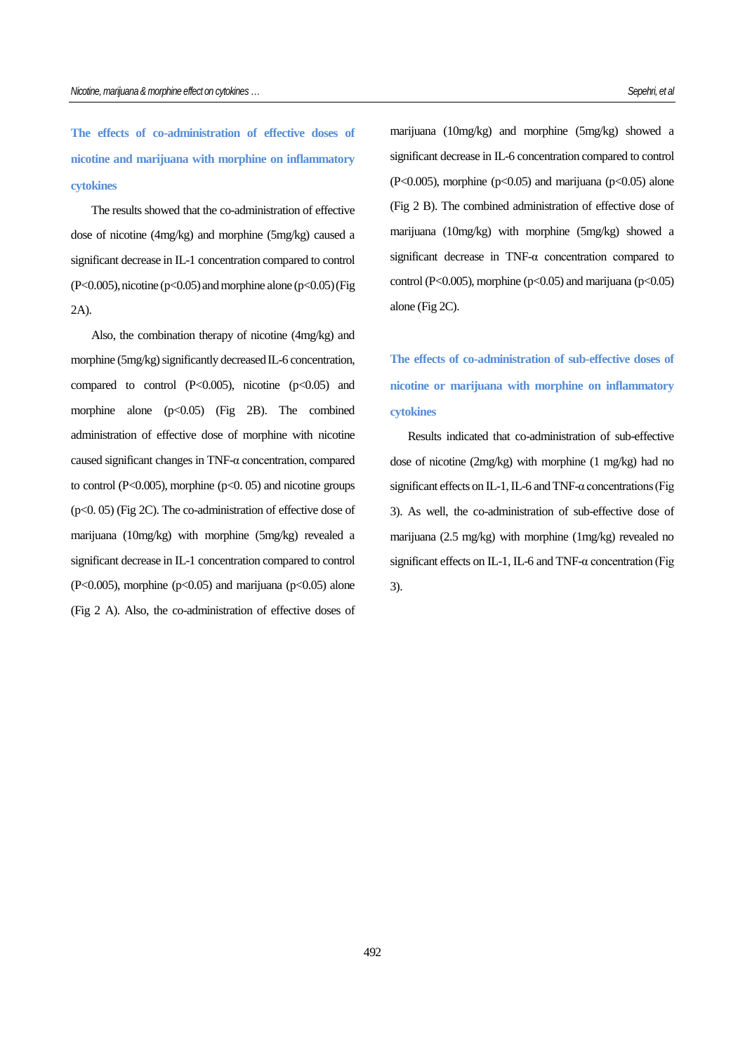### The effects of co-administration of effective doses of nicotine and marijuana with morphine on inflammatory cytokines

The results showed that the co-administration of effective dose of nicotine (4mg/kg) and morphine (5mg/kg) caused a significant decrease in IL-1 concentration compared to control ($P<0.005$), nicotine ($p<0.05$) and morphine alone ($p<0.05$) (Fig 2A).

Also, the combination therapy of nicotine (4mg/kg) and morphine (5mg/kg) significantly decreased IL-6 concentration, compared to control ($P<0.005$), nicotine ($p<0.05$) and morphine alone ($p<0.05$) (Fig 2B). The combined administration of effective dose of morphine with nicotine caused significant changes in TNF-α concentration, compared to control ($P<0.005$), morphine ($p<0.05$) and nicotine groups ($p<0.05$) (Fig 2C). The co-administration of effective dose of marijuana (10mg/kg) with morphine (5mg/kg) revealed a significant decrease in IL-1 concentration compared to control ($P<0.005$), morphine ($p<0.05$) and marijuana ($p<0.05$) alone (Fig 2 A). Also, the co-administration of effective doses of marijuana (10mg/kg) and morphine (5mg/kg) showed a significant decrease in IL-6 concentration compared to control ($P<0.005$), morphine ($p<0.05$) and marijuana ($p<0.05$) alone (Fig 2 B). The combined administration of effective dose of marijuana (10mg/kg) with morphine (5mg/kg) showed a significant decrease in TNF-α concentration compared to control ($P<0.005$), morphine ($p<0.05$) and marijuana ($p<0.05$) alone (Fig 2C).

### The effects of co-administration of sub-effective doses of nicotine or marijuana with morphine on inflammatory cytokines

Results indicated that co-administration of sub-effective dose of nicotine (2mg/kg) with morphine (1 mg/kg) had no significant effects on IL-1, IL-6 and TNF-α concentrations (Fig 3). As well, the co-administration of sub-effective dose of marijuana (2.5 mg/kg) with morphine (1mg/kg) revealed no significant effects on IL-1, IL-6 and TNF-α concentration (Fig 3).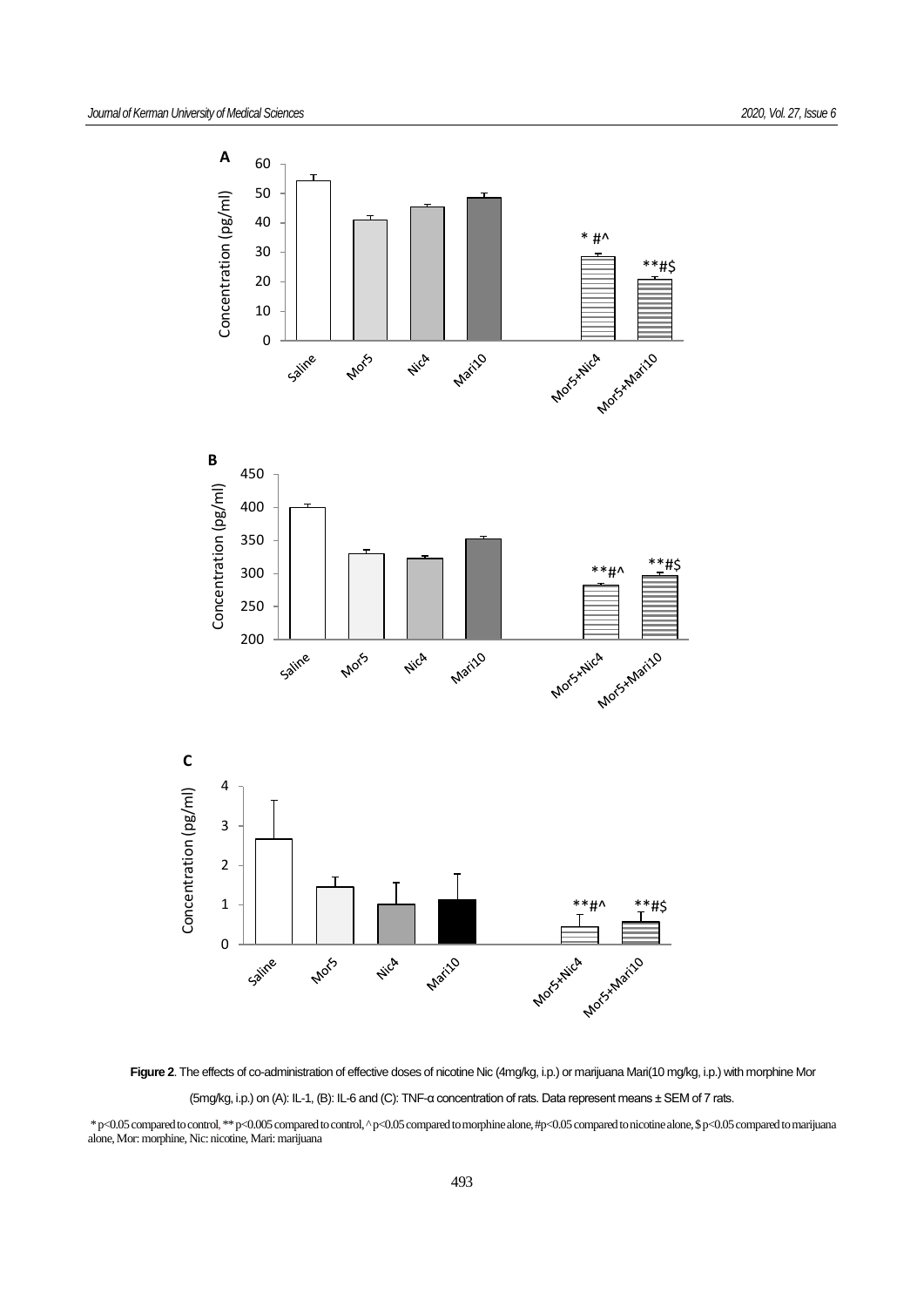A

Concentration (pg/ml)

60
50
40
30
20
10
0

Saline
Mor5
Nic4
Mari10
Mor5+Nic4
Mor5+Mari10

* #^

**#$

B

Concentration (pg/ml)

450
400
350
300
250
200

Saline
Mor5
Nic4
Mari10
Mor5+Nic4
Mor5+Mari10

**#^

**#$

C

Concentration (pg/ml)

4
3
2
1
0

Saline
Mor5
Nic4
Mari10
Mor5+Nic4
Mor5+Mari10

**#^

**#$

**Figure 2**. The effects of co-administration of effective doses of nicotine Nic (4mg/kg, i.p.) or marijuana Mari(10 mg/kg, i.p.) with morphine Mor (5mg/kg, i.p.) on (A): IL-1, (B): IL-6 and (C): TNF-α concentration of rats. Data represent means ± SEM of 7 rats.

* $p<0.05$ compared to control, ** $p<0.005$ compared to control, ^ $p<0.05$ compared to morphine alone, # $p<0.05$ compared to nicotine alone, $ $p<0.05$ compared to marijuana alone, Mor: morphine, Nic: nicotine, Mari: marijuana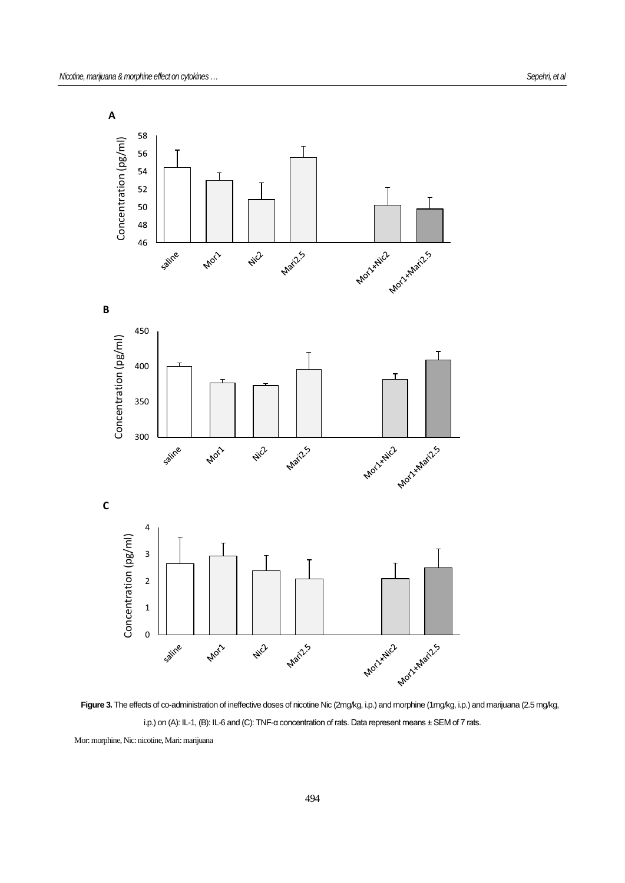**A**

Concentration (pg/ml)

58
56
54
52
50
48
46

saline
Mor1
Nic2
Mari2.5
Mor1+Nic2
Mor1+Mari2.5

**B**

Concentration (pg/ml)

450
400
350
300

saline
Mor1
Nic2
Mari2.5
Mor1+Nic2
Mor1+Mari2.5

**C**

Concentration (pg/ml)

4
3
2
1
0

saline
Mor1
Nic2
Mari2.5
Mor1+Nic2
Mor1+Mari2.5

**Figure 3.** The effects of co-administration of ineffective doses of nicotine Nic (2mg/kg, i.p.) and morphine (1mg/kg, i.p.) and marijuana (2.5 mg/kg, i.p.) on (A): IL-1, (B): IL-6 and (C): TNF-α concentration of rats. Data represent means ± SEM of 7 rats.

Mor: morphine, Nic: nicotine, Mari: marijuana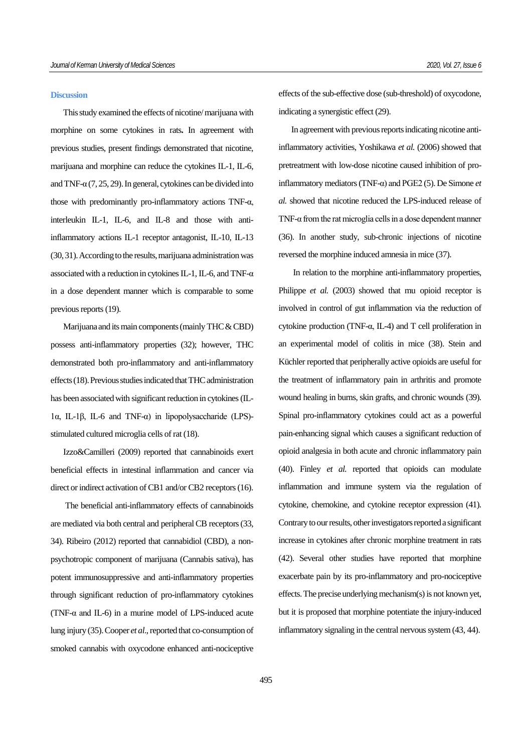## Discussion

This study examined the effects of nicotine/ marijuana with morphine on some cytokines in rats**.** In agreement with previous studies, present findings demonstrated that nicotine, marijuana and morphine can reduce the cytokines IL-1, IL-6, and TNF-α (7, 25, 29). In general, cytokines can be divided into those with predominantly pro-inflammatory actions TNF-α, interleukin IL-1, IL-6, and IL-8 and those with anti-inflammatory actions IL-1 receptor antagonist, IL-10, IL-13 (30, 31). According to the results, marijuana administration was associated with a reduction in cytokines IL-1, IL-6, and TNF-α in a dose dependent manner which is comparable to some previous reports (19).

Marijuana and its main components (mainly THC & CBD) possess anti-inflammatory properties (32); however, THC demonstrated both pro-inflammatory and anti-inflammatory effects (18). Previous studies indicated that THC administration has been associated with significant reduction in cytokines (IL-1α, IL-1β, IL-6 and TNF-α) in lipopolysaccharide (LPS)-stimulated cultured microglia cells of rat (18).

Izzo&Camilleri (2009) reported that cannabinoids exert beneficial effects in intestinal inflammation and cancer via direct or indirect activation of CB1 and/or CB2 receptors (16).

The beneficial anti-inflammatory effects of cannabinoids are mediated via both central and peripheral CB receptors (33, 34). Ribeiro (2012) reported that cannabidiol (CBD), a non-psychotropic component of marijuana (Cannabis sativa), has potent immunosuppressive and anti-inflammatory properties through significant reduction of pro-inflammatory cytokines (TNF-α and IL-6) in a murine model of LPS-induced acute lung injury (35). Cooper *et al*., reported that co-consumption of smoked cannabis with oxycodone enhanced anti-nociceptive effects of the sub-effective dose (sub-threshold) of oxycodone, indicating a synergistic effect (29).

In agreement with previous reports indicating nicotine anti-inflammatory activities, Yoshikawa *et al.* (2006) showed that pretreatment with low-dose nicotine caused inhibition of pro-inflammatory mediators (TNF-α) and PGE2 (5). De Simone *et al.* showed that nicotine reduced the LPS-induced release of TNF-α from the rat microglia cells in a dose dependent manner (36). In another study, sub-chronic injections of nicotine reversed the morphine induced amnesia in mice (37).

In relation to the morphine anti-inflammatory properties, Philippe *et al.* (2003) showed that mu opioid receptor is involved in control of gut inflammation via the reduction of cytokine production (TNF-α, IL-4) and T cell proliferation in an experimental model of colitis in mice (38). Stein and Küchler reported that peripherally active opioids are useful for the treatment of inflammatory pain in arthritis and promote wound healing in burns, skin grafts, and chronic wounds (39). Spinal pro-inflammatory cytokines could act as a powerful pain-enhancing signal which causes a significant reduction of opioid analgesia in both acute and chronic inflammatory pain (40). Finley *et al.* reported that opioids can modulate inflammation and immune system via the regulation of cytokine, chemokine, and cytokine receptor expression (41). Contrary to our results, other investigators reported a significant increase in cytokines after chronic morphine treatment in rats (42). Several other studies have reported that morphine exacerbate pain by its pro-inflammatory and pro-nociceptive effects. The precise underlying mechanism(s) is not known yet, but it is proposed that morphine potentiate the injury-induced inflammatory signaling in the central nervous system (43, 44).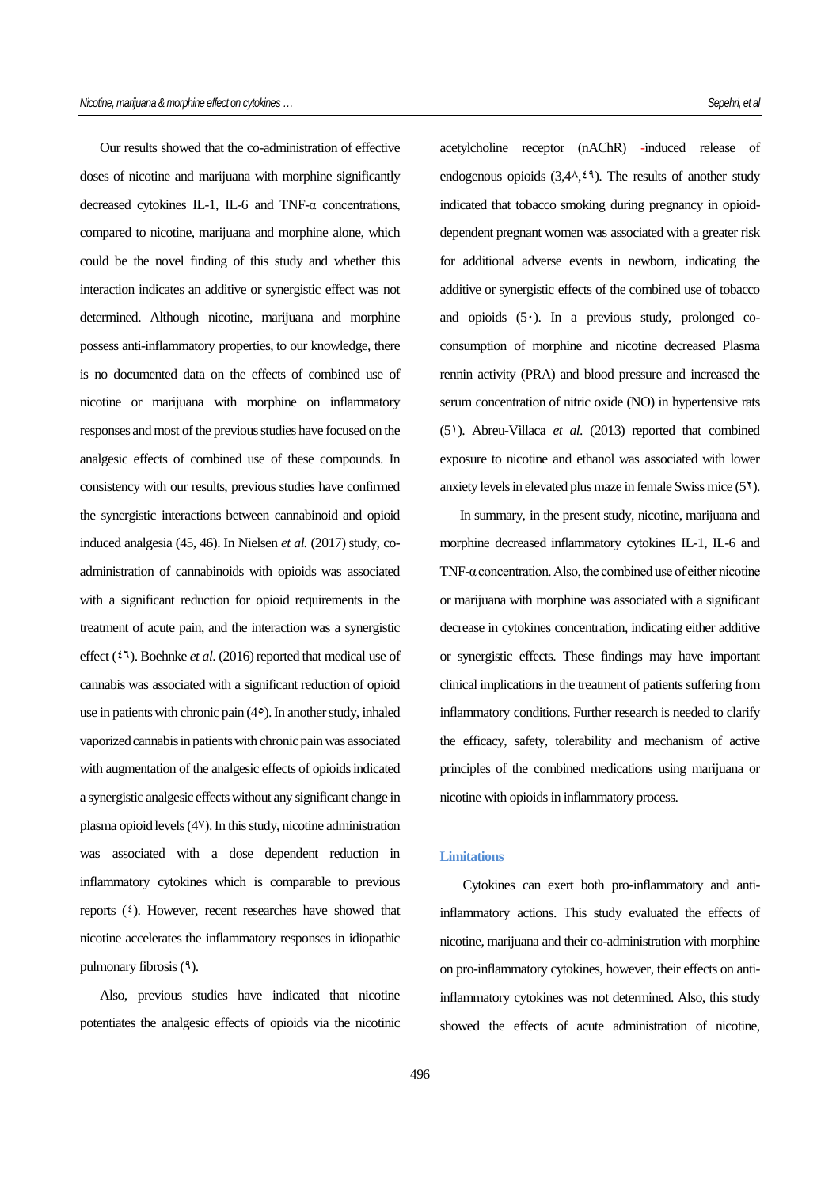Our results showed that the co-administration of effective doses of nicotine and marijuana with morphine significantly decreased cytokines IL-1, IL-6 and TNF-α concentrations, compared to nicotine, marijuana and morphine alone, which could be the novel finding of this study and whether this interaction indicates an additive or synergistic effect was not determined. Although nicotine, marijuana and morphine possess anti-inflammatory properties, to our knowledge, there is no documented data on the effects of combined use of nicotine or marijuana with morphine on inflammatory responses and most of the previous studies have focused on the analgesic effects of combined use of these compounds. In consistency with our results, previous studies have confirmed the synergistic interactions between cannabinoid and opioid induced analgesia (45, 46). In Nielsen *et al.* (2017) study, co-administration of cannabinoids with opioids was associated with a significant reduction for opioid requirements in the treatment of acute pain, and the interaction was a synergistic effect (٤٦). Boehnke *et al.* (2016) reported that medical use of cannabis was associated with a significant reduction of opioid use in patients with chronic pain (4٥). In another study, inhaled vaporized cannabis in patients with chronic pain was associated with augmentation of the analgesic effects of opioids indicated a synergistic analgesic effects without any significant change in plasma opioid levels (4٧). In this study, nicotine administration was associated with a dose dependent reduction in inflammatory cytokines which is comparable to previous reports (٤). However, recent researches have showed that nicotine accelerates the inflammatory responses in idiopathic pulmonary fibrosis (٩).

Also, previous studies have indicated that nicotine potentiates the analgesic effects of opioids via the nicotinic acetylcholine receptor (nAChR) -induced release of endogenous opioids (3,4٨,٤٩). The results of another study indicated that tobacco smoking during pregnancy in opioid-dependent pregnant women was associated with a greater risk for additional adverse events in newborn, indicating the additive or synergistic effects of the combined use of tobacco and opioids (5٠). In a previous study, prolonged co-consumption of morphine and nicotine decreased Plasma rennin activity (PRA) and blood pressure and increased the serum concentration of nitric oxide (NO) in hypertensive rats (5١). Abreu-Villaca *et al.* (2013) reported that combined exposure to nicotine and ethanol was associated with lower anxiety levels in elevated plus maze in female Swiss mice (5٢).

In summary, in the present study, nicotine, marijuana and morphine decreased inflammatory cytokines IL-1, IL-6 and TNF-α concentration. Also, the combined use of either nicotine or marijuana with morphine was associated with a significant decrease in cytokines concentration, indicating either additive or synergistic effects. These findings may have important clinical implications in the treatment of patients suffering from inflammatory conditions. Further research is needed to clarify the efficacy, safety, tolerability and mechanism of active principles of the combined medications using marijuana or nicotine with opioids in inflammatory process.

## Limitations

Cytokines can exert both pro-inflammatory and anti-inflammatory actions. This study evaluated the effects of nicotine, marijuana and their co-administration with morphine on pro-inflammatory cytokines, however, their effects on anti-inflammatory cytokines was not determined. Also, this study showed the effects of acute administration of nicotine,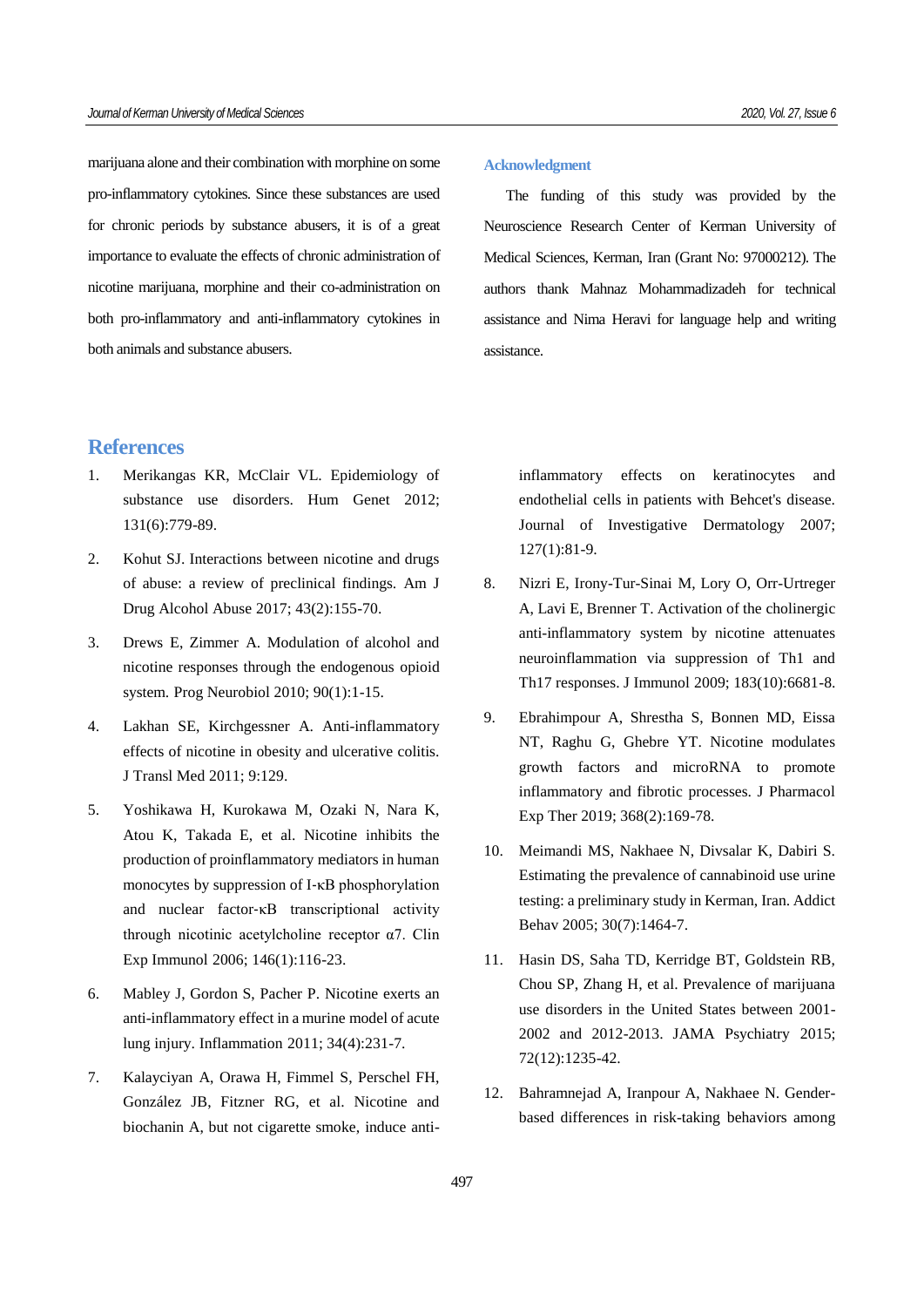marijuana alone and their combination with morphine on some pro-inflammatory cytokines. Since these substances are used for chronic periods by substance abusers, it is of a great importance to evaluate the effects of chronic administration of nicotine marijuana, morphine and their co-administration on both pro-inflammatory and anti-inflammatory cytokines in both animals and substance abusers.

### Acknowledgment

The funding of this study was provided by the Neuroscience Research Center of Kerman University of Medical Sciences, Kerman, Iran (Grant No: 97000212). The authors thank Mahnaz Mohammadizadeh for technical assistance and Nima Heravi for language help and writing assistance.

## References

1. Merikangas KR, McClair VL. Epidemiology of substance use disorders. Hum Genet 2012; 131(6):779-89.
2. Kohut SJ. Interactions between nicotine and drugs of abuse: a review of preclinical findings. Am J Drug Alcohol Abuse 2017; 43(2):155-70.
3. Drews E, Zimmer A. Modulation of alcohol and nicotine responses through the endogenous opioid system. Prog Neurobiol 2010; 90(1):1-15.
4. Lakhan SE, Kirchgessner A. Anti-inflammatory effects of nicotine in obesity and ulcerative colitis. J Transl Med 2011; 9:129.
5. Yoshikawa H, Kurokawa M, Ozaki N, Nara K, Atou K, Takada E, et al. Nicotine inhibits the production of proinflammatory mediators in human monocytes by suppression of I-κB phosphorylation and nuclear factor-κB transcriptional activity through nicotinic acetylcholine receptor α7. Clin Exp Immunol 2006; 146(1):116-23.
6. Mabley J, Gordon S, Pacher P. Nicotine exerts an anti-inflammatory effect in a murine model of acute lung injury. Inflammation 2011; 34(4):231-7.
7. Kalayciyan A, Orawa H, Fimmel S, Perschel FH, González JB, Fitzner RG, et al. Nicotine and biochanin A, but not cigarette smoke, induce anti-inflammatory effects on keratinocytes and endothelial cells in patients with Behcet's disease. Journal of Investigative Dermatology 2007; 127(1):81-9.
8. Nizri E, Irony-Tur-Sinai M, Lory O, Orr-Urtreger A, Lavi E, Brenner T. Activation of the cholinergic anti-inflammatory system by nicotine attenuates neuroinflammation via suppression of Th1 and Th17 responses. J Immunol 2009; 183(10):6681-8.
9. Ebrahimpour A, Shrestha S, Bonnen MD, Eissa NT, Raghu G, Ghebre YT. Nicotine modulates growth factors and microRNA to promote inflammatory and fibrotic processes. J Pharmacol Exp Ther 2019; 368(2):169-78.
10. Meimandi MS, Nakhaee N, Divsalar K, Dabiri S. Estimating the prevalence of cannabinoid use urine testing: a preliminary study in Kerman, Iran. Addict Behav 2005; 30(7):1464-7.
11. Hasin DS, Saha TD, Kerridge BT, Goldstein RB, Chou SP, Zhang H, et al. Prevalence of marijuana use disorders in the United States between 2001-2002 and 2012-2013. JAMA Psychiatry 2015; 72(12):1235-42.
12. Bahramnejad A, Iranpour A, Nakhaee N. Gender-based differences in risk-taking behaviors among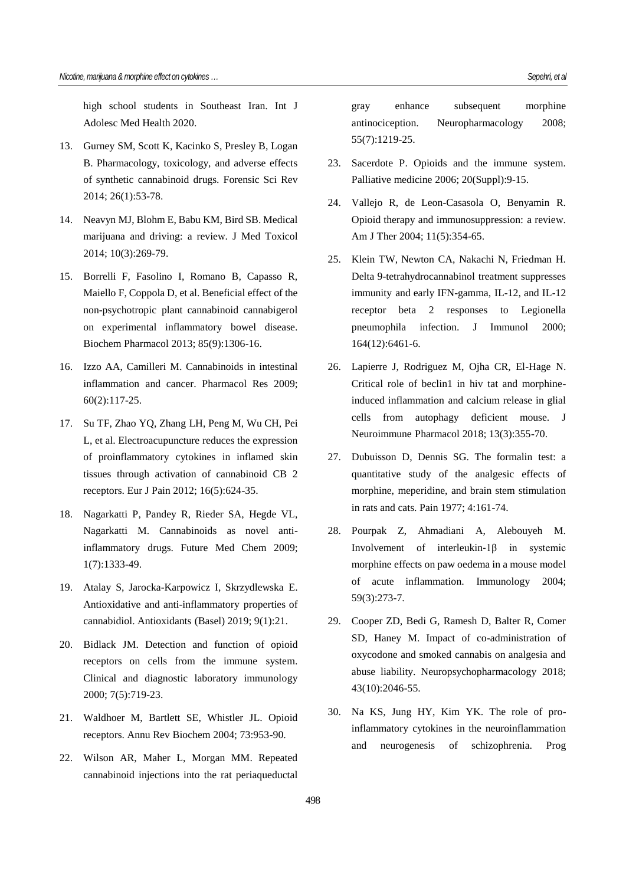high school students in Southeast Iran. Int J Adolesc Med Health 2020.

13. Gurney SM, Scott K, Kacinko S, Presley B, Logan B. Pharmacology, toxicology, and adverse effects of synthetic cannabinoid drugs. Forensic Sci Rev 2014; 26(1):53-78.

14. Neavyn MJ, Blohm E, Babu KM, Bird SB. Medical marijuana and driving: a review. J Med Toxicol 2014; 10(3):269-79.

15. Borrelli F, Fasolino I, Romano B, Capasso R, Maiello F, Coppola D, et al. Beneficial effect of the non-psychotropic plant cannabinoid cannabigerol on experimental inflammatory bowel disease. Biochem Pharmacol 2013; 85(9):1306-16.

16. Izzo AA, Camilleri M. Cannabinoids in intestinal inflammation and cancer. Pharmacol Res 2009; 60(2):117-25.

17. Su TF, Zhao YQ, Zhang LH, Peng M, Wu CH, Pei L, et al. Electroacupuncture reduces the expression of proinflammatory cytokines in inflamed skin tissues through activation of cannabinoid CB 2 receptors. Eur J Pain 2012; 16(5):624-35.

18. Nagarkatti P, Pandey R, Rieder SA, Hegde VL, Nagarkatti M. Cannabinoids as novel anti-inflammatory drugs. Future Med Chem 2009; 1(7):1333-49.

19. Atalay S, Jarocka-Karpowicz I, Skrzydlewska E. Antioxidative and anti-inflammatory properties of cannabidiol. Antioxidants (Basel) 2019; 9(1):21.

20. Bidlack JM. Detection and function of opioid receptors on cells from the immune system. Clinical and diagnostic laboratory immunology 2000; 7(5):719-23.

21. Waldhoer M, Bartlett SE, Whistler JL. Opioid receptors. Annu Rev Biochem 2004; 73:953-90.

22. Wilson AR, Maher L, Morgan MM. Repeated cannabinoid injections into the rat periaqueductal gray enhance subsequent morphine antinociception. Neuropharmacology 2008; 55(7):1219-25.

23. Sacerdote P. Opioids and the immune system. Palliative medicine 2006; 20(Suppl):9-15.

24. Vallejo R, de Leon-Casasola O, Benyamin R. Opioid therapy and immunosuppression: a review. Am J Ther 2004; 11(5):354-65.

25. Klein TW, Newton CA, Nakachi N, Friedman H. Delta 9-tetrahydrocannabinol treatment suppresses immunity and early IFN-gamma, IL-12, and IL-12 receptor beta 2 responses to Legionella pneumophila infection. J Immunol 2000; 164(12):6461-6.

26. Lapierre J, Rodriguez M, Ojha CR, El-Hage N. Critical role of beclin1 in hiv tat and morphine-induced inflammation and calcium release in glial cells from autophagy deficient mouse. J Neuroimmune Pharmacol 2018; 13(3):355-70.

27. Dubuisson D, Dennis SG. The formalin test: a quantitative study of the analgesic effects of morphine, meperidine, and brain stem stimulation in rats and cats. Pain 1977; 4:161-74.

28. Pourpak Z, Ahmadiani A, Alebouyeh M. Involvement of interleukin‐1β in systemic morphine effects on paw oedema in a mouse model of acute inflammation. Immunology 2004; 59(3):273-7.

29. Cooper ZD, Bedi G, Ramesh D, Balter R, Comer SD, Haney M. Impact of co-administration of oxycodone and smoked cannabis on analgesia and abuse liability. Neuropsychopharmacology 2018; 43(10):2046-55.

30. Na KS, Jung HY, Kim YK. The role of pro-inflammatory cytokines in the neuroinflammation and neurogenesis of schizophrenia. Prog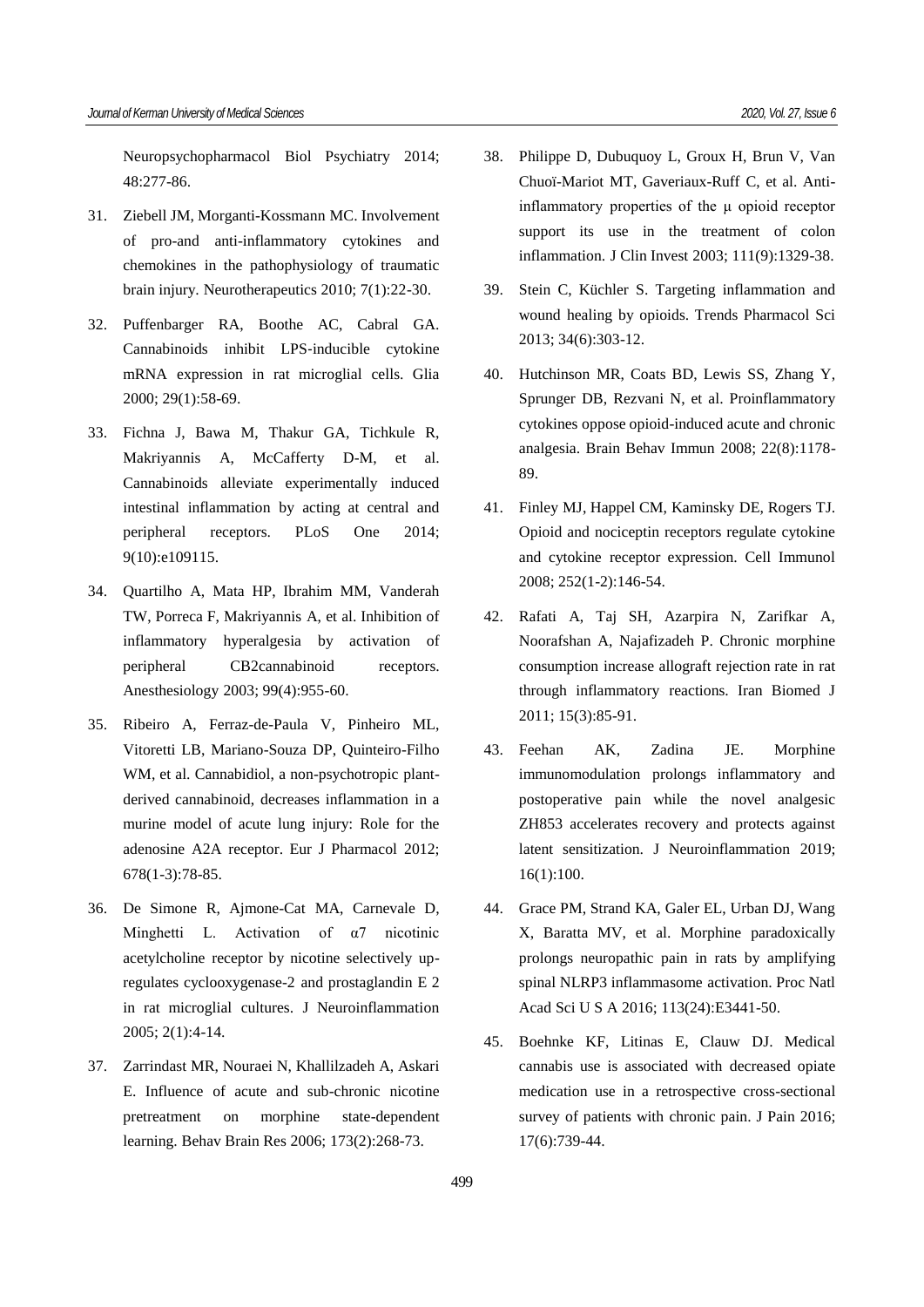Neuropsychopharmacol Biol Psychiatry 2014; 48:277-86.

31. Ziebell JM, Morganti-Kossmann MC. Involvement of pro-and anti-inflammatory cytokines and chemokines in the pathophysiology of traumatic brain injury. Neurotherapeutics 2010; 7(1):22-30.

32. Puffenbarger RA, Boothe AC, Cabral GA. Cannabinoids inhibit LPS-inducible cytokine mRNA expression in rat microglial cells. Glia 2000; 29(1):58-69.

33. Fichna J, Bawa M, Thakur GA, Tichkule R, Makriyannis A, McCafferty D-M, et al. Cannabinoids alleviate experimentally induced intestinal inflammation by acting at central and peripheral receptors. PLoS One 2014; 9(10):e109115.

34. Quartilho A, Mata HP, Ibrahim MM, Vanderah TW, Porreca F, Makriyannis A, et al. Inhibition of inflammatory hyperalgesia by activation of peripheral CB2cannabinoid receptors. Anesthesiology 2003; 99(4):955-60.

35. Ribeiro A, Ferraz-de-Paula V, Pinheiro ML, Vitoretti LB, Mariano-Souza DP, Quinteiro-Filho WM, et al. Cannabidiol, a non-psychotropic plant-derived cannabinoid, decreases inflammation in a murine model of acute lung injury: Role for the adenosine A2A receptor. Eur J Pharmacol 2012; 678(1-3):78-85.

36. De Simone R, Ajmone-Cat MA, Carnevale D, Minghetti L. Activation of α7 nicotinic acetylcholine receptor by nicotine selectively up-regulates cyclooxygenase-2 and prostaglandin E 2 in rat microglial cultures. J Neuroinflammation 2005; 2(1):4-14.

37. Zarrindast MR, Nouraei N, Khallilzadeh A, Askari E. Influence of acute and sub-chronic nicotine pretreatment on morphine state-dependent learning. Behav Brain Res 2006; 173(2):268-73.

38. Philippe D, Dubuquoy L, Groux H, Brun V, Van Chuoï-Mariot MT, Gaveriaux-Ruff C, et al. Anti-inflammatory properties of the μ opioid receptor support its use in the treatment of colon inflammation. J Clin Invest 2003; 111(9):1329-38.

39. Stein C, Küchler S. Targeting inflammation and wound healing by opioids. Trends Pharmacol Sci 2013; 34(6):303-12.

40. Hutchinson MR, Coats BD, Lewis SS, Zhang Y, Sprunger DB, Rezvani N, et al. Proinflammatory cytokines oppose opioid-induced acute and chronic analgesia. Brain Behav Immun 2008; 22(8):1178-89.

41. Finley MJ, Happel CM, Kaminsky DE, Rogers TJ. Opioid and nociceptin receptors regulate cytokine and cytokine receptor expression. Cell Immunol 2008; 252(1-2):146-54.

42. Rafati A, Taj SH, Azarpira N, Zarifkar A, Noorafshan A, Najafizadeh P. Chronic morphine consumption increase allograft rejection rate in rat through inflammatory reactions. Iran Biomed J 2011; 15(3):85-91.

43. Feehan AK, Zadina JE. Morphine immunomodulation prolongs inflammatory and postoperative pain while the novel analgesic ZH853 accelerates recovery and protects against latent sensitization. J Neuroinflammation 2019; 16(1):100.

44. Grace PM, Strand KA, Galer EL, Urban DJ, Wang X, Baratta MV, et al. Morphine paradoxically prolongs neuropathic pain in rats by amplifying spinal NLRP3 inflammasome activation. Proc Natl Acad Sci U S A 2016; 113(24):E3441-50.

45. Boehnke KF, Litinas E, Clauw DJ. Medical cannabis use is associated with decreased opiate medication use in a retrospective cross-sectional survey of patients with chronic pain. J Pain 2016; 17(6):739-44.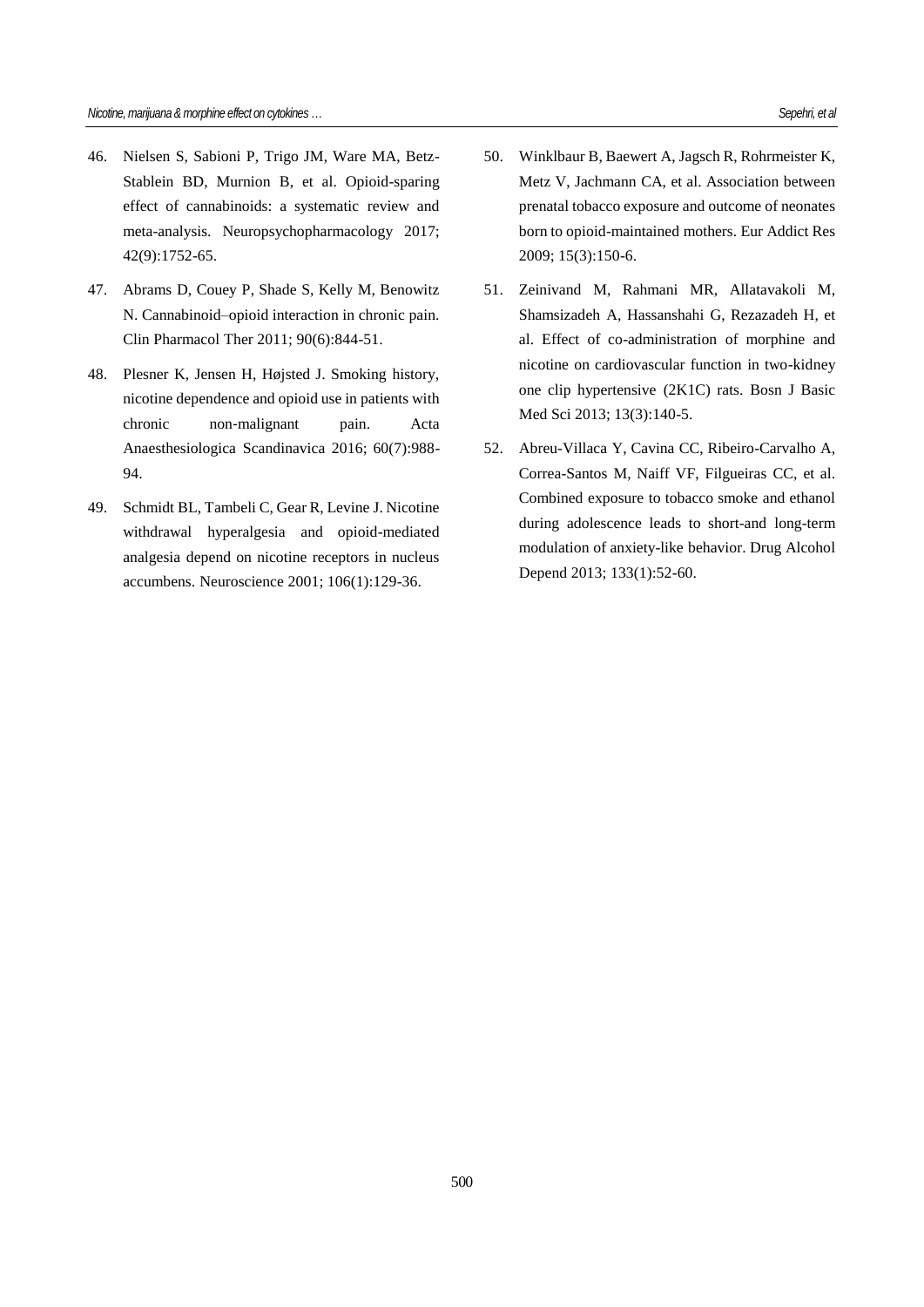46. Nielsen S, Sabioni P, Trigo JM, Ware MA, Betz-Stablein BD, Murnion B, et al. Opioid-sparing effect of cannabinoids: a systematic review and meta-analysis. Neuropsychopharmacology 2017; 42(9):1752-65.

47. Abrams D, Couey P, Shade S, Kelly M, Benowitz N. Cannabinoid–opioid interaction in chronic pain. Clin Pharmacol Ther 2011; 90(6):844-51.

48. Plesner K, Jensen H, Højsted J. Smoking history, nicotine dependence and opioid use in patients with chronic non-malignant pain. Acta Anaesthesiologica Scandinavica 2016; 60(7):988-94.

49. Schmidt BL, Tambeli C, Gear R, Levine J. Nicotine withdrawal hyperalgesia and opioid-mediated analgesia depend on nicotine receptors in nucleus accumbens. Neuroscience 2001; 106(1):129-36.

50. Winklbaur B, Baewert A, Jagsch R, Rohrmeister K, Metz V, Jachmann CA, et al. Association between prenatal tobacco exposure and outcome of neonates born to opioid-maintained mothers. Eur Addict Res 2009; 15(3):150-6.

51. Zeinivand M, Rahmani MR, Allatavakoli M, Shamsizadeh A, Hassanshahi G, Rezazadeh H, et al. Effect of co-administration of morphine and nicotine on cardiovascular function in two-kidney one clip hypertensive (2K1C) rats. Bosn J Basic Med Sci 2013; 13(3):140-5.

52. Abreu-Villaca Y, Cavina CC, Ribeiro-Carvalho A, Correa-Santos M, Naiff VF, Filgueiras CC, et al. Combined exposure to tobacco smoke and ethanol during adolescence leads to short-and long-term modulation of anxiety-like behavior. Drug Alcohol Depend 2013; 133(1):52-60.